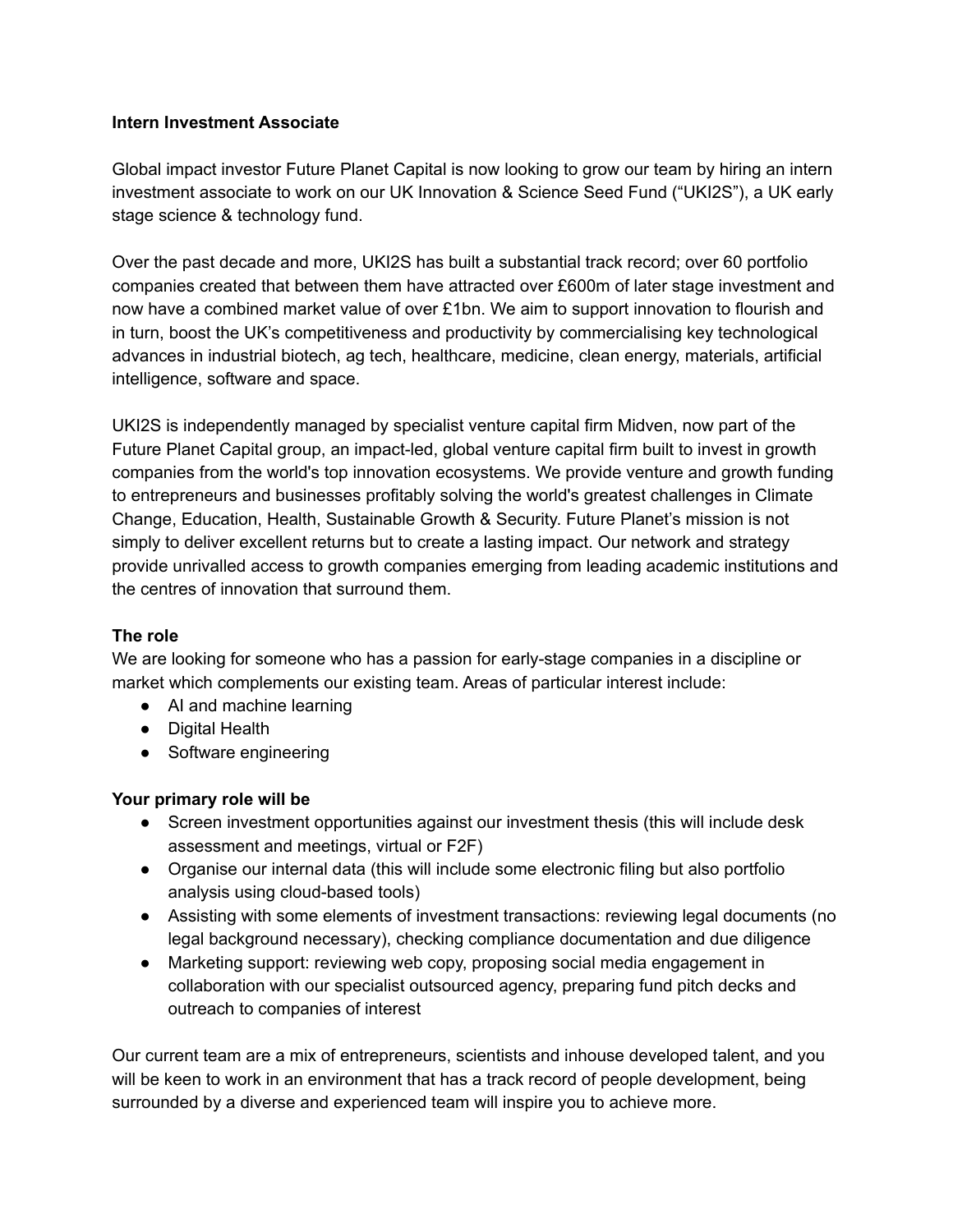**Intern Investment Associate**

Global impact investor Future Planet Capital is now looking to grow our team by hiring an intern investment associate to work on our UK Innovation & Science Seed Fund ("UKI2S"), a UK early stage science & technology fund.

Over the past decade and more, UKI2S has built a substantial track record; over 60 portfolio companies created that between them have attracted over £600m of later stage investment and now have a combined market value of over £1bn. We aim to support innovation to flourish and in turn, boost the UK's competitiveness and productivity by commercialising key technological advances in industrial biotech, ag tech, healthcare, medicine, clean energy, materials, artificial intelligence, software and space.

UKI2S is independently managed by specialist venture capital firm Midven, now part of the Future Planet Capital group, an impact-led, global venture capital firm built to invest in growth companies from the world's top innovation ecosystems. We provide venture and growth funding to entrepreneurs and businesses profitably solving the world's greatest challenges in Climate Change, Education, Health, Sustainable Growth & Security. Future Planet's mission is not simply to deliver excellent returns but to create a lasting impact. Our network and strategy provide unrivalled access to growth companies emerging from leading academic institutions and the centres of innovation that surround them.

**The role**

We are looking for someone who has a passion for early-stage companies in a discipline or market which complements our existing team. Areas of particular interest include:

- AI and machine learning
- Digital Health
- Software engineering

**Your primary role will be**

- Screen investment opportunities against our investment thesis (this will include desk assessment and meetings, virtual or F2F)
- Organise our internal data (this will include some electronic filing but also portfolio analysis using cloud-based tools)
- Assisting with some elements of investment transactions: reviewing legal documents (no legal background necessary), checking compliance documentation and due diligence
- Marketing support: reviewing web copy, proposing social media engagement in collaboration with our specialist outsourced agency, preparing fund pitch decks and outreach to companies of interest

Our current team are a mix of entrepreneurs, scientists and inhouse developed talent, and you will be keen to work in an environment that has a track record of people development, being surrounded by a diverse and experienced team will inspire you to achieve more.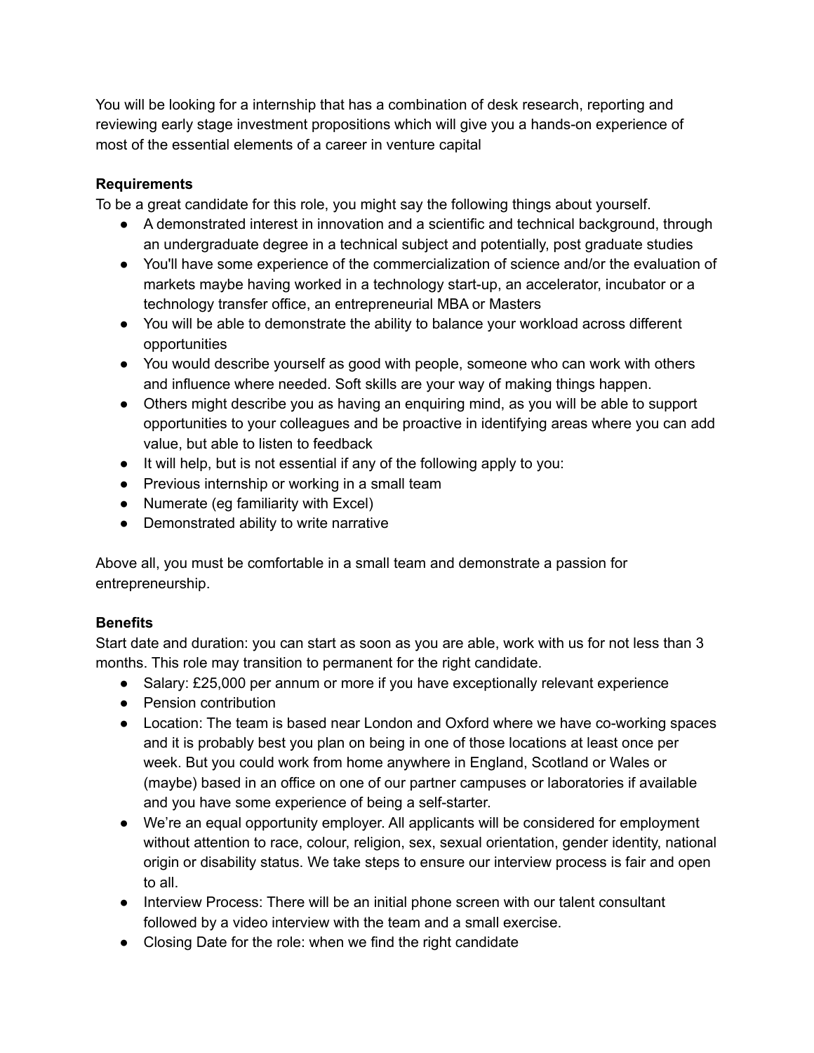You will be looking for a internship that has a combination of desk research, reporting and reviewing early stage investment propositions which will give you a hands-on experience of most of the essential elements of a career in venture capital

**Requirements**

To be a great candidate for this role, you might say the following things about yourself.

- A demonstrated interest in innovation and a scientific and technical background, through an undergraduate degree in a technical subject and potentially, post graduate studies
- You'll have some experience of the commercialization of science and/or the evaluation of markets maybe having worked in a technology start-up, an accelerator, incubator or a technology transfer office, an entrepreneurial MBA or Masters
- You will be able to demonstrate the ability to balance your workload across different opportunities
- You would describe yourself as good with people, someone who can work with others and influence where needed. Soft skills are your way of making things happen.
- Others might describe you as having an enquiring mind, as you will be able to support opportunities to your colleagues and be proactive in identifying areas where you can add value, but able to listen to feedback
- It will help, but is not essential if any of the following apply to you:
- Previous internship or working in a small team
- Numerate (eg familiarity with Excel)
- Demonstrated ability to write narrative

Above all, you must be comfortable in a small team and demonstrate a passion for entrepreneurship.

**Benefits**

Start date and duration: you can start as soon as you are able, work with us for not less than 3 months. This role may transition to permanent for the right candidate.

- Salary: £25,000 per annum or more if you have exceptionally relevant experience
- Pension contribution
- Location: The team is based near London and Oxford where we have co-working spaces and it is probably best you plan on being in one of those locations at least once per week. But you could work from home anywhere in England, Scotland or Wales or (maybe) based in an office on one of our partner campuses or laboratories if available and you have some experience of being a self-starter.
- We're an equal opportunity employer. All applicants will be considered for employment without attention to race, colour, religion, sex, sexual orientation, gender identity, national origin or disability status. We take steps to ensure our interview process is fair and open to all.
- Interview Process: There will be an initial phone screen with our talent consultant followed by a video interview with the team and a small exercise.
- Closing Date for the role: when we find the right candidate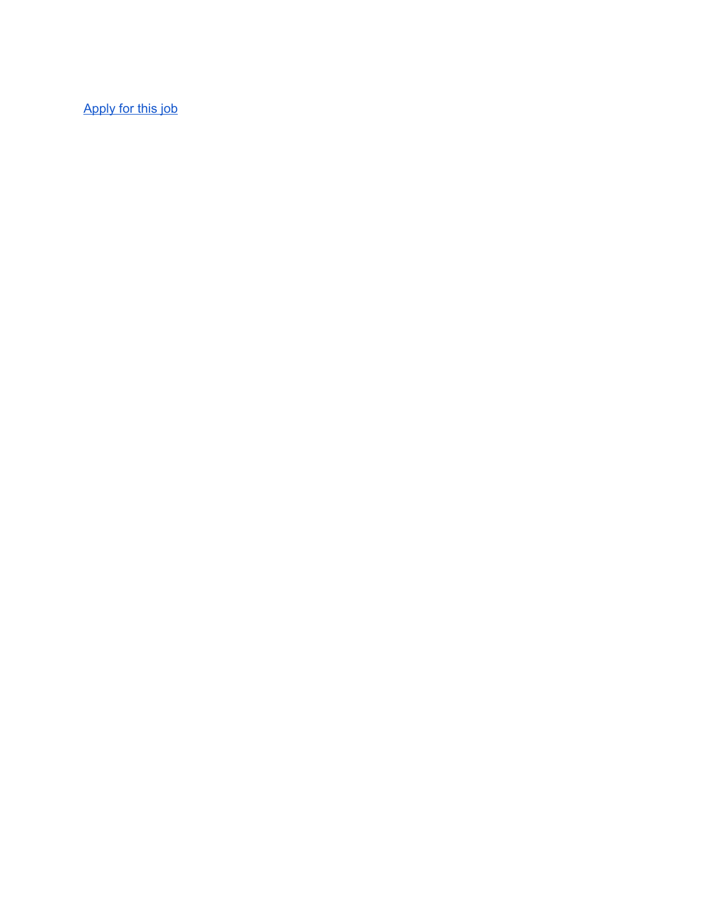Apply for this job